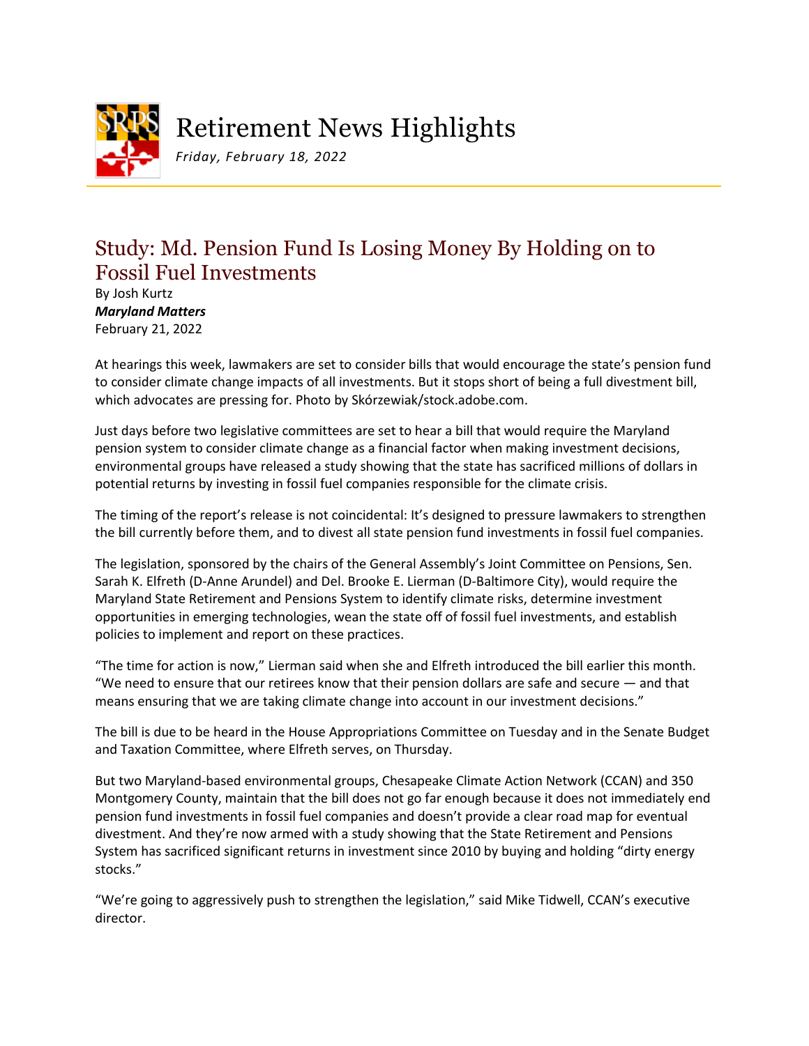# Retirement News Highlights

*Friday, February 18, 2022*

## Study: Md. Pension Fund Is Losing Money By Holding on to Fossil Fuel Investments

By Josh Kurtz
***Maryland Matters***
February 21, 2022

At hearings this week, lawmakers are set to consider bills that would encourage the state's pension fund to consider climate change impacts of all investments. But it stops short of being a full divestment bill, which advocates are pressing for. Photo by Skórzewiak/stock.adobe.com.

Just days before two legislative committees are set to hear a bill that would require the Maryland pension system to consider climate change as a financial factor when making investment decisions, environmental groups have released a study showing that the state has sacrificed millions of dollars in potential returns by investing in fossil fuel companies responsible for the climate crisis.

The timing of the report's release is not coincidental: It's designed to pressure lawmakers to strengthen the bill currently before them, and to divest all state pension fund investments in fossil fuel companies.

The legislation, sponsored by the chairs of the General Assembly's Joint Committee on Pensions, Sen. Sarah K. Elfreth (D-Anne Arundel) and Del. Brooke E. Lierman (D-Baltimore City), would require the Maryland State Retirement and Pensions System to identify climate risks, determine investment opportunities in emerging technologies, wean the state off of fossil fuel investments, and establish policies to implement and report on these practices.

"The time for action is now," Lierman said when she and Elfreth introduced the bill earlier this month. "We need to ensure that our retirees know that their pension dollars are safe and secure — and that means ensuring that we are taking climate change into account in our investment decisions."

The bill is due to be heard in the House Appropriations Committee on Tuesday and in the Senate Budget and Taxation Committee, where Elfreth serves, on Thursday.

But two Maryland-based environmental groups, Chesapeake Climate Action Network (CCAN) and 350 Montgomery County, maintain that the bill does not go far enough because it does not immediately end pension fund investments in fossil fuel companies and doesn't provide a clear road map for eventual divestment. And they're now armed with a study showing that the State Retirement and Pensions System has sacrificed significant returns in investment since 2010 by buying and holding "dirty energy stocks."

"We're going to aggressively push to strengthen the legislation," said Mike Tidwell, CCAN's executive director.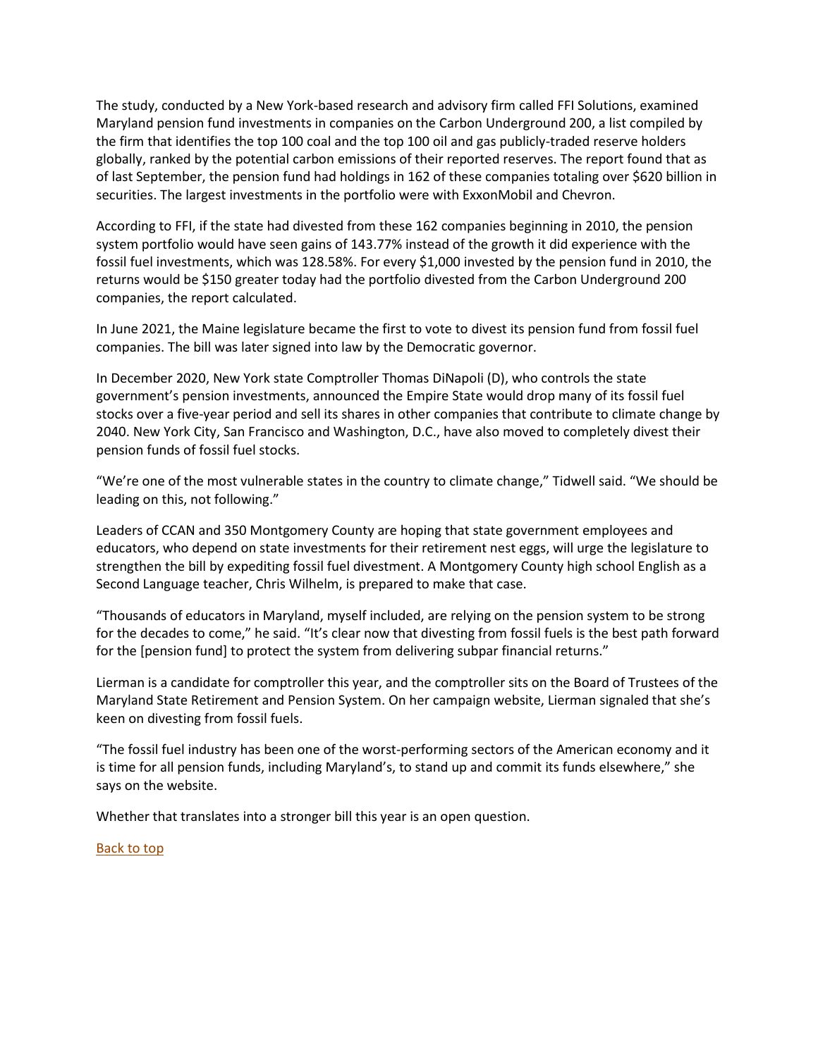The study, conducted by a New York-based research and advisory firm called FFI Solutions, examined Maryland pension fund investments in companies on the Carbon Underground 200, a list compiled by the firm that identifies the top 100 coal and the top 100 oil and gas publicly-traded reserve holders globally, ranked by the potential carbon emissions of their reported reserves. The report found that as of last September, the pension fund had holdings in 162 of these companies totaling over $620 billion in securities. The largest investments in the portfolio were with ExxonMobil and Chevron.

According to FFI, if the state had divested from these 162 companies beginning in 2010, the pension system portfolio would have seen gains of 143.77% instead of the growth it did experience with the fossil fuel investments, which was 128.58%. For every $1,000 invested by the pension fund in 2010, the returns would be $150 greater today had the portfolio divested from the Carbon Underground 200 companies, the report calculated.

In June 2021, the Maine legislature became the first to vote to divest its pension fund from fossil fuel companies. The bill was later signed into law by the Democratic governor.

In December 2020, New York state Comptroller Thomas DiNapoli (D), who controls the state government's pension investments, announced the Empire State would drop many of its fossil fuel stocks over a five-year period and sell its shares in other companies that contribute to climate change by 2040. New York City, San Francisco and Washington, D.C., have also moved to completely divest their pension funds of fossil fuel stocks.

"We're one of the most vulnerable states in the country to climate change," Tidwell said. "We should be leading on this, not following."

Leaders of CCAN and 350 Montgomery County are hoping that state government employees and educators, who depend on state investments for their retirement nest eggs, will urge the legislature to strengthen the bill by expediting fossil fuel divestment. A Montgomery County high school English as a Second Language teacher, Chris Wilhelm, is prepared to make that case.

"Thousands of educators in Maryland, myself included, are relying on the pension system to be strong for the decades to come," he said. "It's clear now that divesting from fossil fuels is the best path forward for the [pension fund] to protect the system from delivering subpar financial returns."

Lierman is a candidate for comptroller this year, and the comptroller sits on the Board of Trustees of the Maryland State Retirement and Pension System. On her campaign website, Lierman signaled that she's keen on divesting from fossil fuels.

"The fossil fuel industry has been one of the worst-performing sectors of the American economy and it is time for all pension funds, including Maryland's, to stand up and commit its funds elsewhere," she says on the website.

Whether that translates into a stronger bill this year is an open question.

Back to top